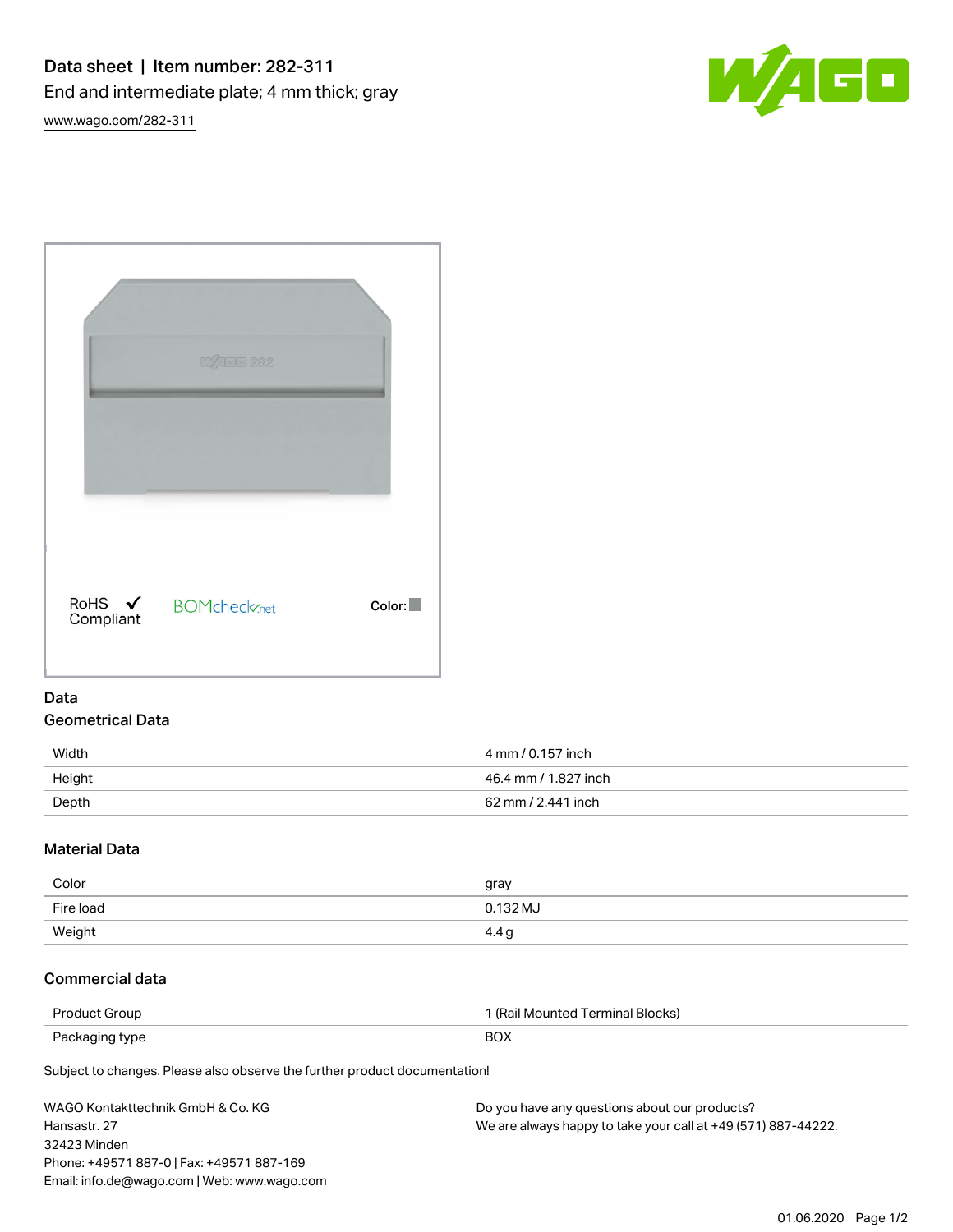# Data sheet | Item number: 282-311

End and intermediate plate; 4 mm thick; gray

www.wago.com/282-311

RoHS Compliant

BOMcheck.net

Color:

## Data

### Geometrical Data

| | |
|---|---|
| Width | 4 mm / 0.157 inch |
| Height | 46.4 mm / 1.827 inch |
| Depth | 62 mm / 2.441 inch |

### Material Data

| | |
|---|---|
| Color | gray |
| Fire load | 0.132 MJ |
| Weight | 4.4 g |

### Commercial data

| | |
|---|---|
| Product Group | 1 (Rail Mounted Terminal Blocks) |
| Packaging type | BOX |

Subject to changes. Please also observe the further product documentation!

WAGO Kontakttechnik GmbH & Co. KG
Hansastr. 27
32423 Minden
Phone: +49571 887-0 | Fax: +49571 887-169
Email: info.de@wago.com | Web: www.wago.com

Do you have any questions about our products?
We are always happy to take your call at +49 (571) 887-44222.

01.06.2020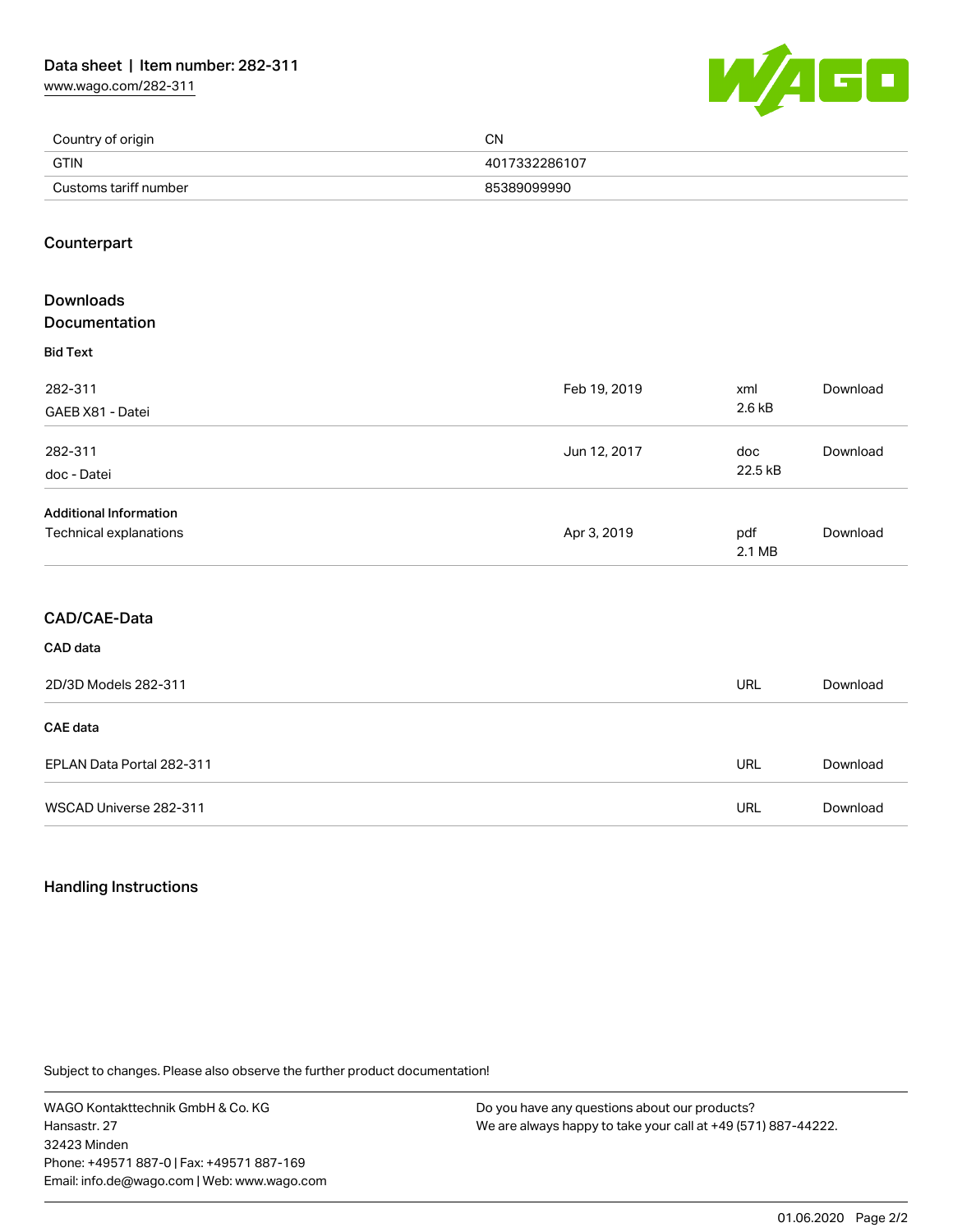| | |
|---|---|
| Country of origin | CN |
| GTIN | 4017332286107 |
| Customs tariff number | 85389099990 |

## Counterpart

## Downloads
## Documentation

### Bid Text

| | | | |
|---|---|---|---|
| 282-311<br>GAEB X81 - Datei | Feb 19, 2019 | xml<br>2.6 kB | Download |
| 282-311<br>doc - Datei | Jun 12, 2017 | doc<br>22.5 kB | Download |

### Additional Information

| | | | |
|---|---|---|---|
| Technical explanations | Apr 3, 2019 | pdf<br>2.1 MB | Download |

## CAD/CAE-Data

### CAD data

| | | |
|---|---|---|
| 2D/3D Models 282-311 | URL | Download |

### CAE data

| | | |
|---|---|---|
| EPLAN Data Portal 282-311 | URL | Download |
| WSCAD Universe 282-311 | URL | Download |

## Handling Instructions

Subject to changes. Please also observe the further product documentation!

WAGO Kontakttechnik GmbH & Co. KG
Hansastr. 27
32423 Minden
Phone: +49571 887-0 | Fax: +49571 887-169
Email: info.de@wago.com | Web: www.wago.com

Do you have any questions about our products?
We are always happy to take your call at +49 (571) 887-44222.